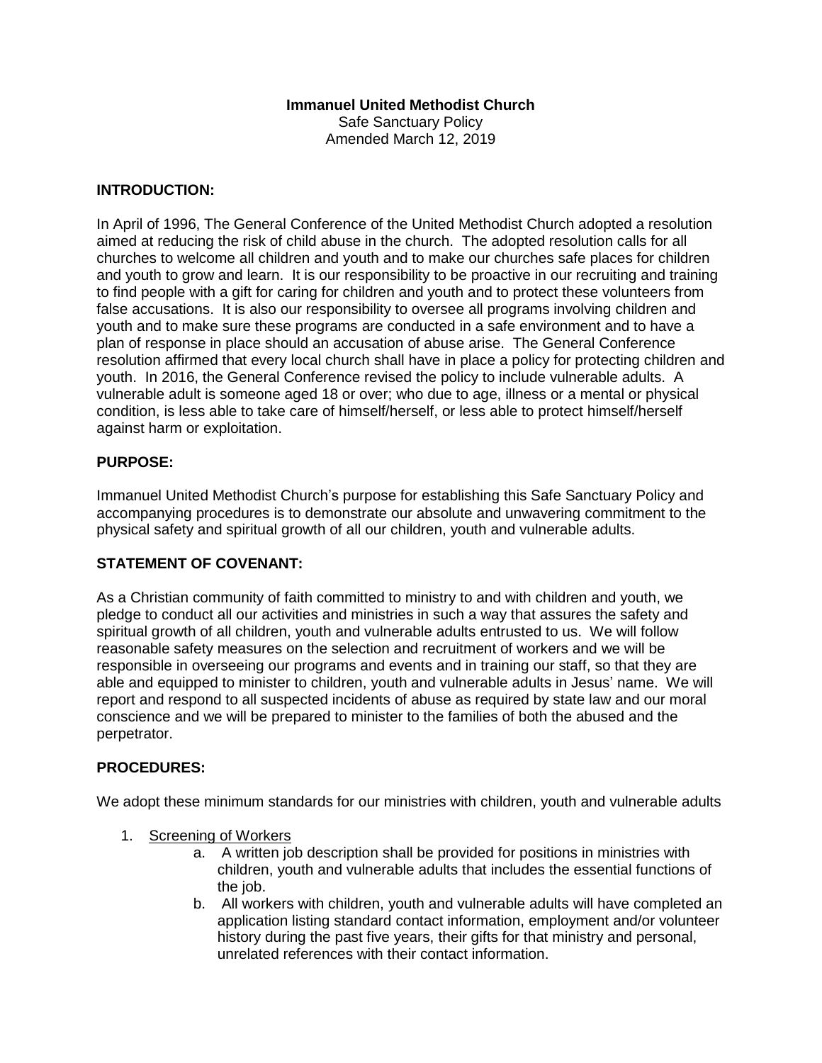**Immanuel United Methodist Church**

Safe Sanctuary Policy

Amended March 12, 2019

## INTRODUCTION:

In April of 1996, The General Conference of the United Methodist Church adopted a resolution aimed at reducing the risk of child abuse in the church. The adopted resolution calls for all churches to welcome all children and youth and to make our churches safe places for children and youth to grow and learn. It is our responsibility to be proactive in our recruiting and training to find people with a gift for caring for children and youth and to protect these volunteers from false accusations. It is also our responsibility to oversee all programs involving children and youth and to make sure these programs are conducted in a safe environment and to have a plan of response in place should an accusation of abuse arise. The General Conference resolution affirmed that every local church shall have in place a policy for protecting children and youth. In 2016, the General Conference revised the policy to include vulnerable adults. A vulnerable adult is someone aged 18 or over; who due to age, illness or a mental or physical condition, is less able to take care of himself/herself, or less able to protect himself/herself against harm or exploitation.

## PURPOSE:

Immanuel United Methodist Church's purpose for establishing this Safe Sanctuary Policy and accompanying procedures is to demonstrate our absolute and unwavering commitment to the physical safety and spiritual growth of all our children, youth and vulnerable adults.

## STATEMENT OF COVENANT:

As a Christian community of faith committed to ministry to and with children and youth, we pledge to conduct all our activities and ministries in such a way that assures the safety and spiritual growth of all children, youth and vulnerable adults entrusted to us. We will follow reasonable safety measures on the selection and recruitment of workers and we will be responsible in overseeing our programs and events and in training our staff, so that they are able and equipped to minister to children, youth and vulnerable adults in Jesus' name. We will report and respond to all suspected incidents of abuse as required by state law and our moral conscience and we will be prepared to minister to the families of both the abused and the perpetrator.

## PROCEDURES:

We adopt these minimum standards for our ministries with children, youth and vulnerable adults

1. Screening of Workers
    a. A written job description shall be provided for positions in ministries with children, youth and vulnerable adults that includes the essential functions of the job.
    b. All workers with children, youth and vulnerable adults will have completed an application listing standard contact information, employment and/or volunteer history during the past five years, their gifts for that ministry and personal, unrelated references with their contact information.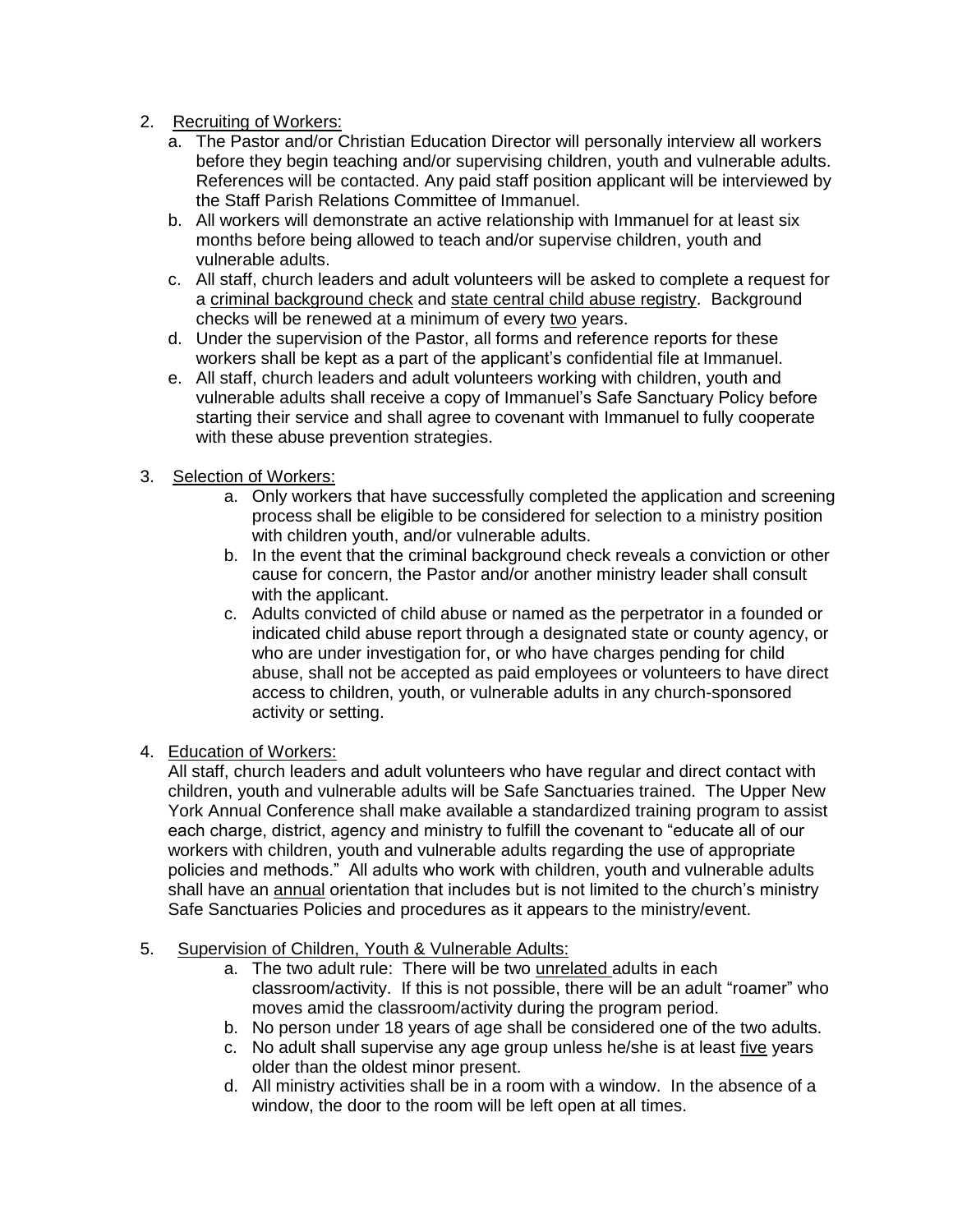2. Recruiting of Workers:
   a. The Pastor and/or Christian Education Director will personally interview all workers before they begin teaching and/or supervising children, youth and vulnerable adults. References will be contacted. Any paid staff position applicant will be interviewed by the Staff Parish Relations Committee of Immanuel.
   b. All workers will demonstrate an active relationship with Immanuel for at least six months before being allowed to teach and/or supervise children, youth and vulnerable adults.
   c. All staff, church leaders and adult volunteers will be asked to complete a request for a criminal background check and state central child abuse registry. Background checks will be renewed at a minimum of every two years.
   d. Under the supervision of the Pastor, all forms and reference reports for these workers shall be kept as a part of the applicant's confidential file at Immanuel.
   e. All staff, church leaders and adult volunteers working with children, youth and vulnerable adults shall receive a copy of Immanuel's Safe Sanctuary Policy before starting their service and shall agree to covenant with Immanuel to fully cooperate with these abuse prevention strategies.

3. Selection of Workers:
   a. Only workers that have successfully completed the application and screening process shall be eligible to be considered for selection to a ministry position with children youth, and/or vulnerable adults.
   b. In the event that the criminal background check reveals a conviction or other cause for concern, the Pastor and/or another ministry leader shall consult with the applicant.
   c. Adults convicted of child abuse or named as the perpetrator in a founded or indicated child abuse report through a designated state or county agency, or who are under investigation for, or who have charges pending for child abuse, shall not be accepted as paid employees or volunteers to have direct access to children, youth, or vulnerable adults in any church-sponsored activity or setting.

4. Education of Workers:
   All staff, church leaders and adult volunteers who have regular and direct contact with children, youth and vulnerable adults will be Safe Sanctuaries trained. The Upper New York Annual Conference shall make available a standardized training program to assist each charge, district, agency and ministry to fulfill the covenant to "educate all of our workers with children, youth and vulnerable adults regarding the use of appropriate policies and methods." All adults who work with children, youth and vulnerable adults shall have an annual orientation that includes but is not limited to the church's ministry Safe Sanctuaries Policies and procedures as it appears to the ministry/event.

5. Supervision of Children, Youth & Vulnerable Adults:
   a. The two adult rule: There will be two unrelated adults in each classroom/activity. If this is not possible, there will be an adult "roamer" who moves amid the classroom/activity during the program period.
   b. No person under 18 years of age shall be considered one of the two adults.
   c. No adult shall supervise any age group unless he/she is at least five years older than the oldest minor present.
   d. All ministry activities shall be in a room with a window. In the absence of a window, the door to the room will be left open at all times.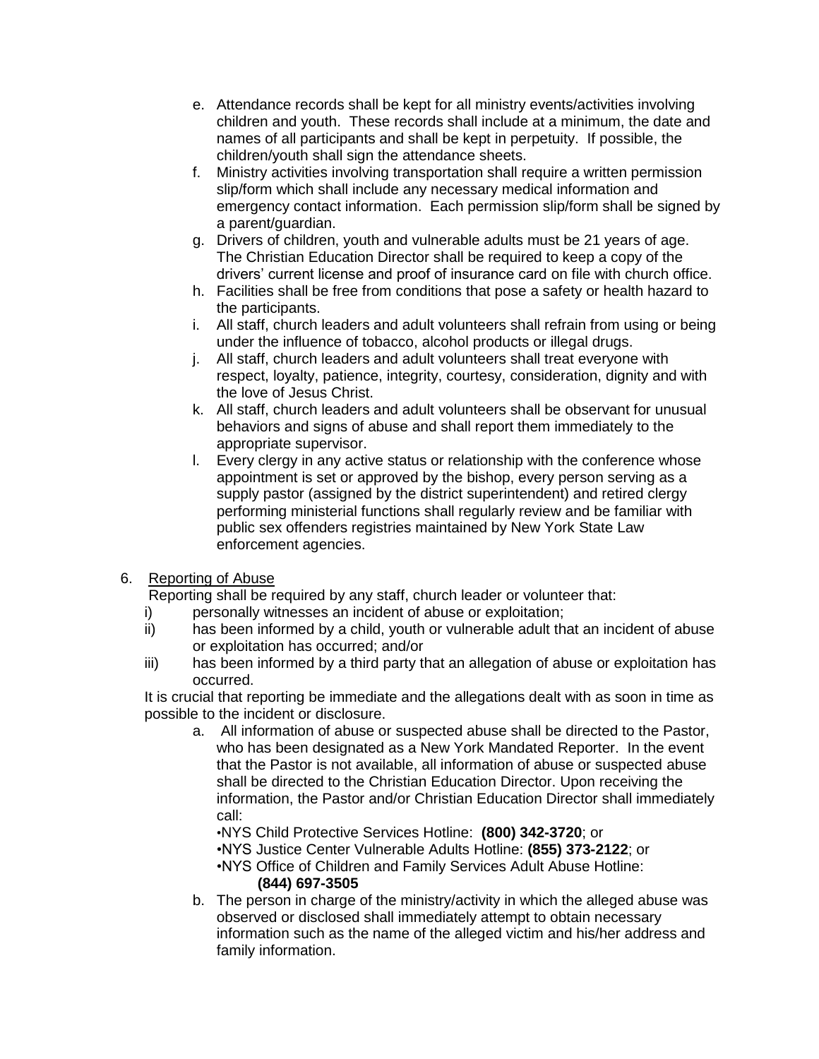e. Attendance records shall be kept for all ministry events/activities involving children and youth. These records shall include at a minimum, the date and names of all participants and shall be kept in perpetuity. If possible, the children/youth shall sign the attendance sheets.

f. Ministry activities involving transportation shall require a written permission slip/form which shall include any necessary medical information and emergency contact information. Each permission slip/form shall be signed by a parent/guardian.

g. Drivers of children, youth and vulnerable adults must be 21 years of age. The Christian Education Director shall be required to keep a copy of the drivers' current license and proof of insurance card on file with church office.

h. Facilities shall be free from conditions that pose a safety or health hazard to the participants.

i. All staff, church leaders and adult volunteers shall refrain from using or being under the influence of tobacco, alcohol products or illegal drugs.

j. All staff, church leaders and adult volunteers shall treat everyone with respect, loyalty, patience, integrity, courtesy, consideration, dignity and with the love of Jesus Christ.

k. All staff, church leaders and adult volunteers shall be observant for unusual behaviors and signs of abuse and shall report them immediately to the appropriate supervisor.

l. Every clergy in any active status or relationship with the conference whose appointment is set or approved by the bishop, every person serving as a supply pastor (assigned by the district superintendent) and retired clergy performing ministerial functions shall regularly review and be familiar with public sex offenders registries maintained by New York State Law enforcement agencies.

6. <u>Reporting of Abuse</u>

Reporting shall be required by any staff, church leader or volunteer that:

i) personally witnesses an incident of abuse or exploitation;

ii) has been informed by a child, youth or vulnerable adult that an incident of abuse or exploitation has occurred; and/or

iii) has been informed by a third party that an allegation of abuse or exploitation has occurred.

It is crucial that reporting be immediate and the allegations dealt with as soon in time as possible to the incident or disclosure.

a. All information of abuse or suspected abuse shall be directed to the Pastor, who has been designated as a New York Mandated Reporter. In the event that the Pastor is not available, all information of abuse or suspected abuse shall be directed to the Christian Education Director. Upon receiving the information, the Pastor and/or Christian Education Director shall immediately call:

•NYS Child Protective Services Hotline: **(800) 342-3720**; or
•NYS Justice Center Vulnerable Adults Hotline: **(855) 373-2122**; or
•NYS Office of Children and Family Services Adult Abuse Hotline: **(844) 697-3505**

b. The person in charge of the ministry/activity in which the alleged abuse was observed or disclosed shall immediately attempt to obtain necessary information such as the name of the alleged victim and his/her address and family information.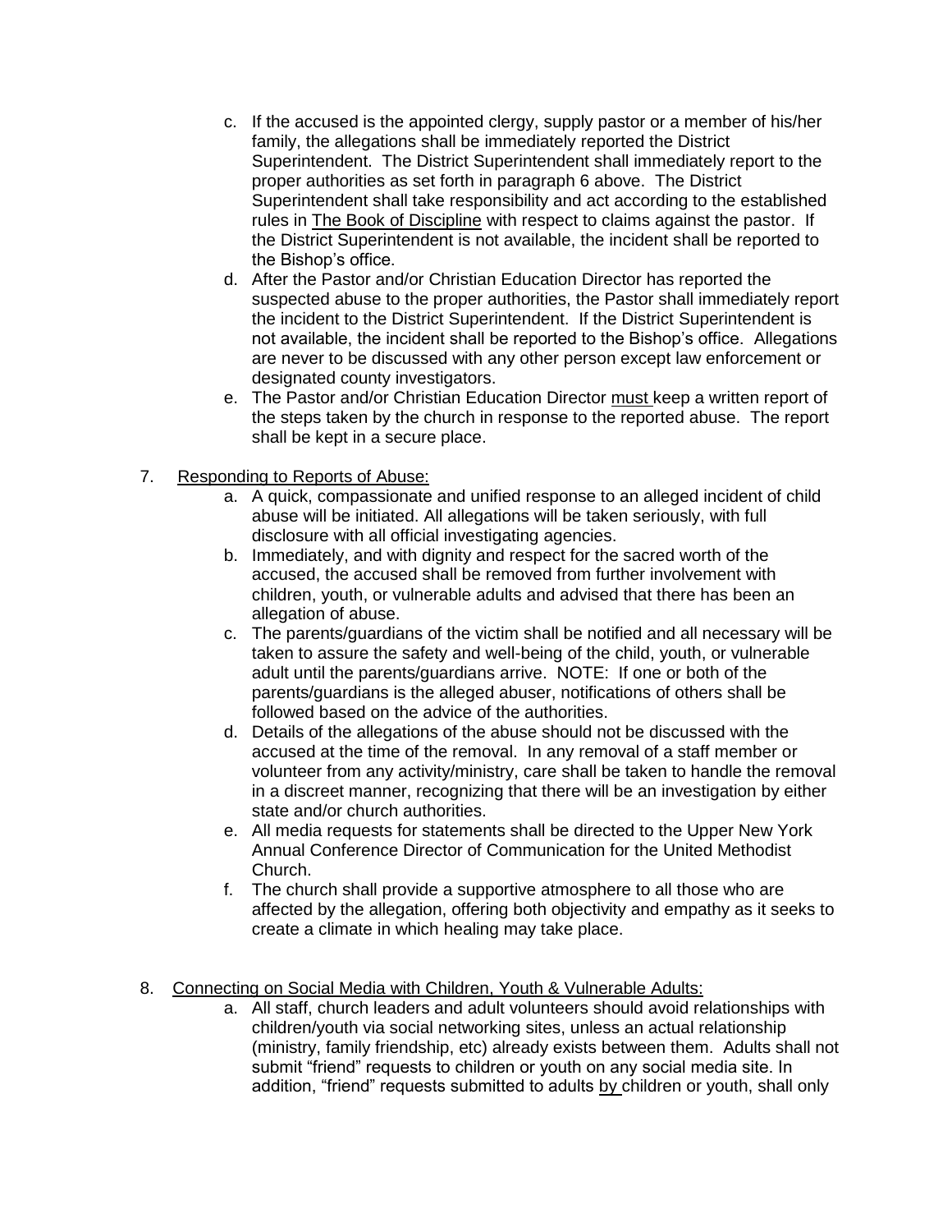c. If the accused is the appointed clergy, supply pastor or a member of his/her family, the allegations shall be immediately reported the District Superintendent. The District Superintendent shall immediately report to the proper authorities as set forth in paragraph 6 above. The District Superintendent shall take responsibility and act according to the established rules in The Book of Discipline with respect to claims against the pastor. If the District Superintendent is not available, the incident shall be reported to the Bishop's office.

d. After the Pastor and/or Christian Education Director has reported the suspected abuse to the proper authorities, the Pastor shall immediately report the incident to the District Superintendent. If the District Superintendent is not available, the incident shall be reported to the Bishop's office. Allegations are never to be discussed with any other person except law enforcement or designated county investigators.

e. The Pastor and/or Christian Education Director must keep a written report of the steps taken by the church in response to the reported abuse. The report shall be kept in a secure place.

7. Responding to Reports of Abuse:

   a. A quick, compassionate and unified response to an alleged incident of child abuse will be initiated. All allegations will be taken seriously, with full disclosure with all official investigating agencies.
   b. Immediately, and with dignity and respect for the sacred worth of the accused, the accused shall be removed from further involvement with children, youth, or vulnerable adults and advised that there has been an allegation of abuse.
   c. The parents/guardians of the victim shall be notified and all necessary will be taken to assure the safety and well-being of the child, youth, or vulnerable adult until the parents/guardians arrive. NOTE: If one or both of the parents/guardians is the alleged abuser, notifications of others shall be followed based on the advice of the authorities.
   d. Details of the allegations of the abuse should not be discussed with the accused at the time of the removal. In any removal of a staff member or volunteer from any activity/ministry, care shall be taken to handle the removal in a discreet manner, recognizing that there will be an investigation by either state and/or church authorities.
   e. All media requests for statements shall be directed to the Upper New York Annual Conference Director of Communication for the United Methodist Church.
   f. The church shall provide a supportive atmosphere to all those who are affected by the allegation, offering both objectivity and empathy as it seeks to create a climate in which healing may take place.

8. Connecting on Social Media with Children, Youth & Vulnerable Adults:

   a. All staff, church leaders and adult volunteers should avoid relationships with children/youth via social networking sites, unless an actual relationship (ministry, family friendship, etc) already exists between them. Adults shall not submit "friend" requests to children or youth on any social media site. In addition, "friend" requests submitted to adults by children or youth, shall only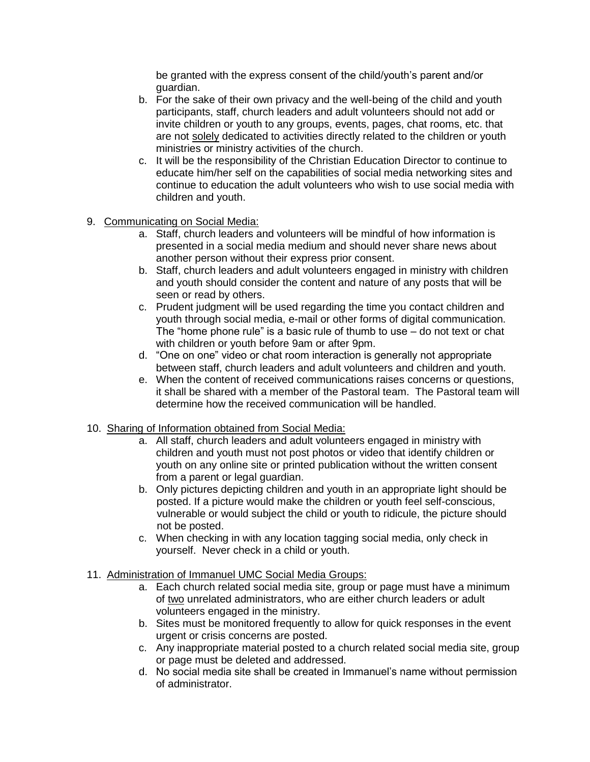be granted with the express consent of the child/youth's parent and/or guardian.

b. For the sake of their own privacy and the well-being of the child and youth participants, staff, church leaders and adult volunteers should not add or invite children or youth to any groups, events, pages, chat rooms, etc. that are not <u>solely</u> dedicated to activities directly related to the children or youth ministries or ministry activities of the church.

c. It will be the responsibility of the Christian Education Director to continue to educate him/her self on the capabilities of social media networking sites and continue to education the adult volunteers who wish to use social media with children and youth.

9. <u>Communicating on Social Media:</u>
    a. Staff, church leaders and volunteers will be mindful of how information is presented in a social media medium and should never share news about another person without their express prior consent.
    b. Staff, church leaders and adult volunteers engaged in ministry with children and youth should consider the content and nature of any posts that will be seen or read by others.
    c. Prudent judgment will be used regarding the time you contact children and youth through social media, e-mail or other forms of digital communication. The "home phone rule" is a basic rule of thumb to use – do not text or chat with children or youth before 9am or after 9pm.
    d. "One on one" video or chat room interaction is generally not appropriate between staff, church leaders and adult volunteers and children and youth.
    e. When the content of received communications raises concerns or questions, it shall be shared with a member of the Pastoral team. The Pastoral team will determine how the received communication will be handled.

10. <u>Sharing of Information obtained from Social Media:</u>
    a. All staff, church leaders and adult volunteers engaged in ministry with children and youth must not post photos or video that identify children or youth on any online site or printed publication without the written consent from a parent or legal guardian.
    b. Only pictures depicting children and youth in an appropriate light should be posted. If a picture would make the children or youth feel self-conscious, vulnerable or would subject the child or youth to ridicule, the picture should not be posted.
    c. When checking in with any location tagging social media, only check in yourself. Never check in a child or youth.

11. <u>Administration of Immanuel UMC Social Media Groups:</u>
    a. Each church related social media site, group or page must have a minimum of <u>two</u> unrelated administrators, who are either church leaders or adult volunteers engaged in the ministry.
    b. Sites must be monitored frequently to allow for quick responses in the event urgent or crisis concerns are posted.
    c. Any inappropriate material posted to a church related social media site, group or page must be deleted and addressed.
    d. No social media site shall be created in Immanuel's name without permission of administrator.